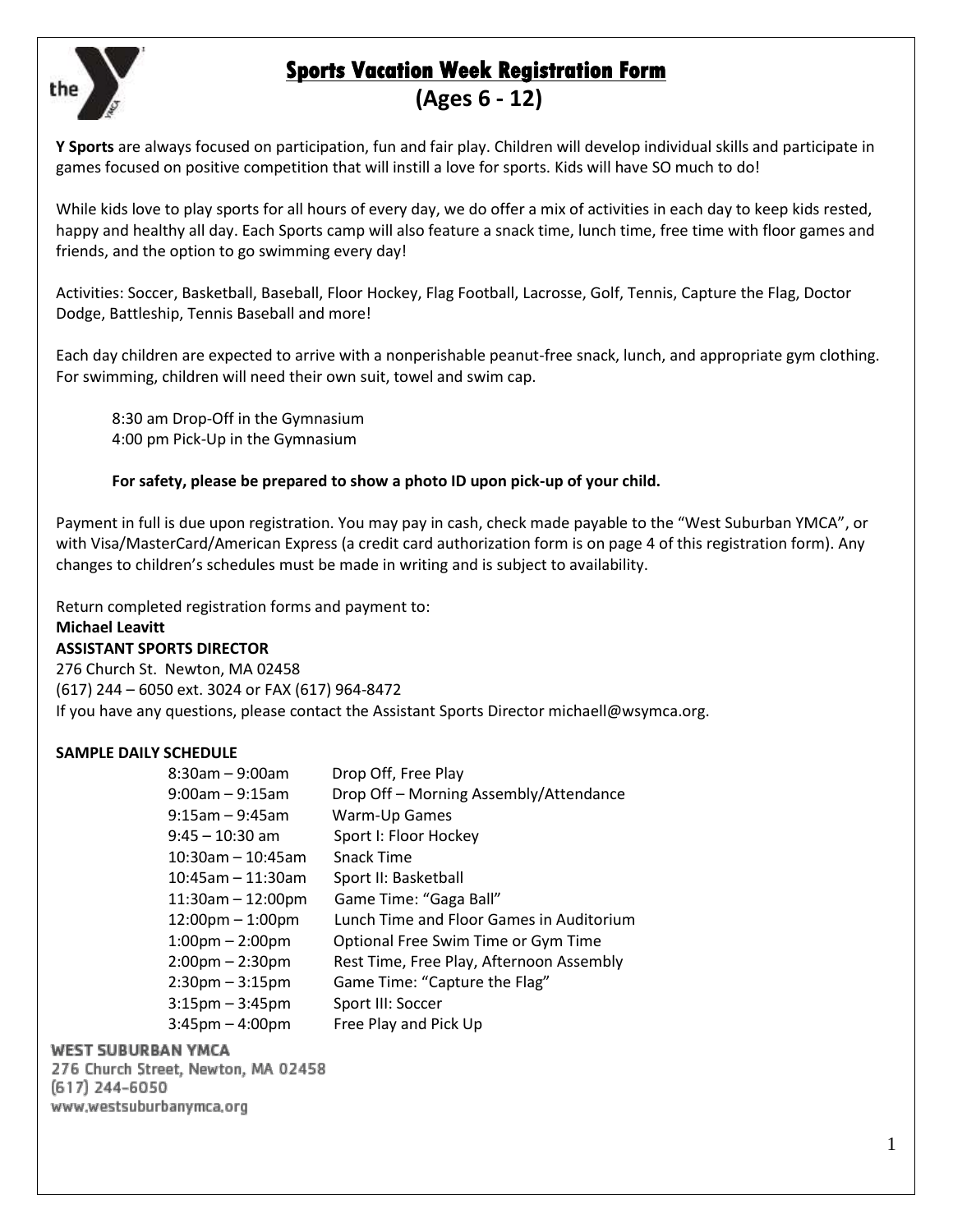# Sports Vacation Week Registration Form

## (Ages 6 - 12)

**Y Sports** are always focused on participation, fun and fair play. Children will develop individual skills and participate in games focused on positive competition that will instill a love for sports. Kids will have SO much to do!

While kids love to play sports for all hours of every day, we do offer a mix of activities in each day to keep kids rested, happy and healthy all day. Each Sports camp will also feature a snack time, lunch time, free time with floor games and friends, and the option to go swimming every day!

Activities: Soccer, Basketball, Baseball, Floor Hockey, Flag Football, Lacrosse, Golf, Tennis, Capture the Flag, Doctor Dodge, Battleship, Tennis Baseball and more!

Each day children are expected to arrive with a nonperishable peanut-free snack, lunch, and appropriate gym clothing. For swimming, children will need their own suit, towel and swim cap.

8:30 am Drop-Off in the Gymnasium
4:00 pm Pick-Up in the Gymnasium

**For safety, please be prepared to show a photo ID upon pick-up of your child.**

Payment in full is due upon registration. You may pay in cash, check made payable to the "West Suburban YMCA", or with Visa/MasterCard/American Express (a credit card authorization form is on page 4 of this registration form). Any changes to children's schedules must be made in writing and is subject to availability.

Return completed registration forms and payment to:
**Michael Leavitt**
**ASSISTANT SPORTS DIRECTOR**
276 Church St. Newton, MA 02458
(617) 244 – 6050 ext. 3024 or FAX (617) 964-8472
If you have any questions, please contact the Assistant Sports Director michaell@wsymca.org.

**SAMPLE DAILY SCHEDULE**

| | |
|---|---|
| 8:30am – 9:00am | Drop Off, Free Play |
| 9:00am – 9:15am | Drop Off – Morning Assembly/Attendance |
| 9:15am – 9:45am | Warm-Up Games |
| 9:45 – 10:30 am | Sport I: Floor Hockey |
| 10:30am – 10:45am | Snack Time |
| 10:45am – 11:30am | Sport II: Basketball |
| 11:30am – 12:00pm | Game Time: "Gaga Ball" |
| 12:00pm – 1:00pm | Lunch Time and Floor Games in Auditorium |
| 1:00pm – 2:00pm | Optional Free Swim Time or Gym Time |
| 2:00pm – 2:30pm | Rest Time, Free Play, Afternoon Assembly |
| 2:30pm – 3:15pm | Game Time: "Capture the Flag" |
| 3:15pm – 3:45pm | Sport III: Soccer |
| 3:45pm – 4:00pm | Free Play and Pick Up |

WEST SUBURBAN YMCA
276 Church Street, Newton, MA 02458
(617) 244-6050
www.westsuburbanymca.org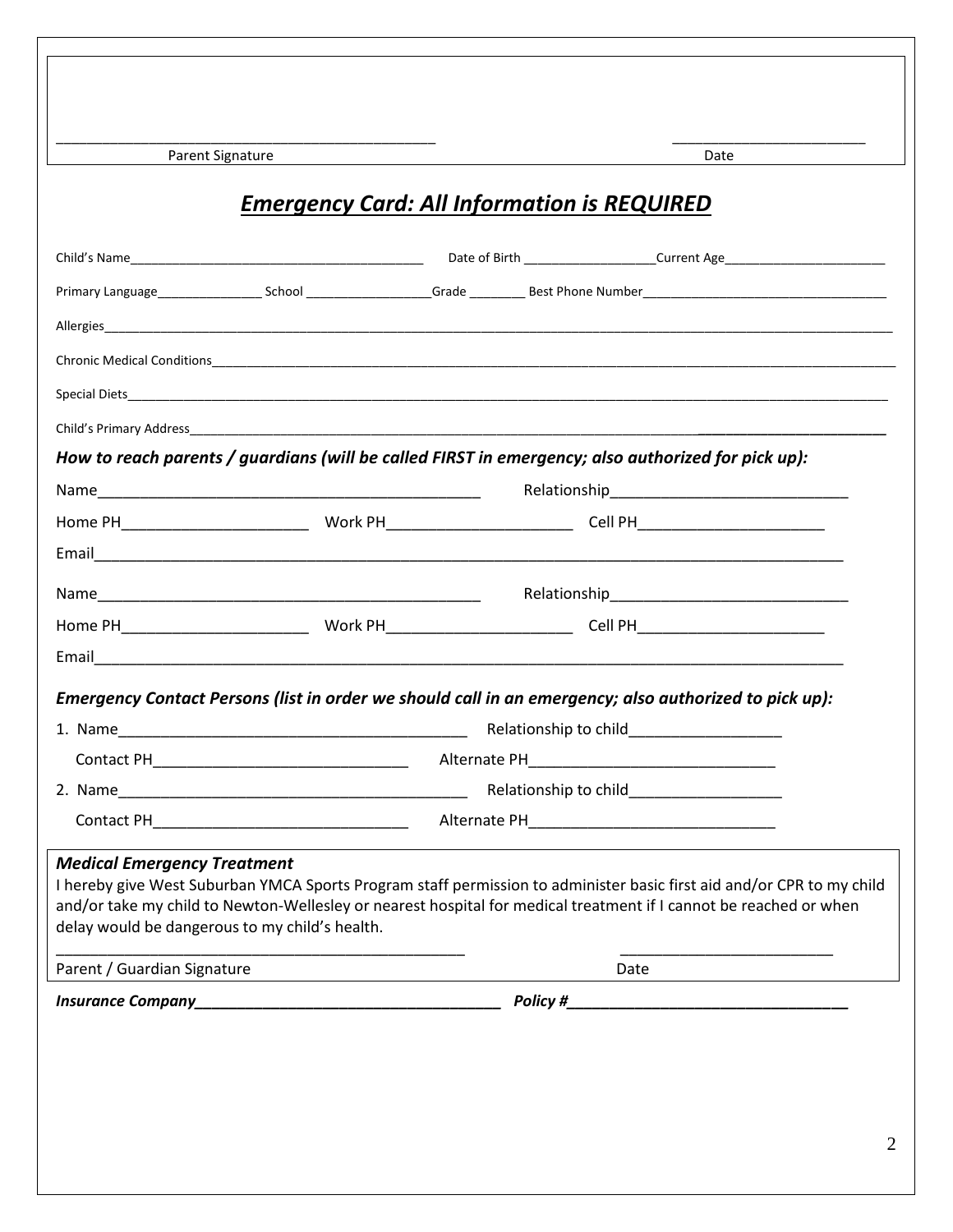\_\_\_\_\_\_\_\_\_\_\_\_\_\_\_\_\_\_\_\_\_\_\_\_\_\_\_\_\_\_\_\_\_\_\_\_\_\_\_\_\_\_\_\_\_\_\_\_\_\_ \_\_\_\_\_\_\_\_\_\_\_\_\_\_\_\_\_\_\_\_\_\_\_\_\_\_

Parent Signature Date

## ***Emergency Card: All Information is REQUIRED***

Child's Name\_\_\_\_\_\_\_\_\_\_\_\_\_\_\_\_\_\_\_\_\_\_\_\_\_\_\_\_\_\_\_\_\_\_\_\_\_\_\_\_\_\_\_\_ Date of Birth \_\_\_\_\_\_\_\_\_\_\_\_\_\_\_\_\_\_\_\_Current Age\_\_\_\_\_\_\_\_\_\_\_\_\_\_\_\_\_\_\_\_\_\_\_\_

Primary Language\_\_\_\_\_\_\_\_\_\_\_\_\_\_\_\_ School \_\_\_\_\_\_\_\_\_\_\_\_\_\_\_\_\_\_\_Grade \_\_\_\_\_\_\_\_\_ Best Phone Number\_\_\_\_\_\_\_\_\_\_\_\_\_\_\_\_\_\_\_\_\_\_\_\_\_\_\_\_\_\_\_\_\_\_\_\_\_

Allergies\_\_\_\_\_\_\_\_\_\_\_\_\_\_\_\_\_\_\_\_\_\_\_\_\_\_\_\_\_\_\_\_\_\_\_\_\_\_\_\_\_\_\_\_\_\_\_\_\_\_\_\_\_\_\_\_\_\_\_\_\_\_\_\_\_\_\_\_\_\_\_\_\_\_\_\_\_\_\_\_\_\_\_\_\_\_\_\_\_\_\_\_\_\_\_\_\_\_

Chronic Medical Conditions\_\_\_\_\_\_\_\_\_\_\_\_\_\_\_\_\_\_\_\_\_\_\_\_\_\_\_\_\_\_\_\_\_\_\_\_\_\_\_\_\_\_\_\_\_\_\_\_\_\_\_\_\_\_\_\_\_\_\_\_\_\_\_\_\_\_\_\_\_\_\_\_\_\_\_\_\_\_\_\_\_\_

Special Diets\_\_\_\_\_\_\_\_\_\_\_\_\_\_\_\_\_\_\_\_\_\_\_\_\_\_\_\_\_\_\_\_\_\_\_\_\_\_\_\_\_\_\_\_\_\_\_\_\_\_\_\_\_\_\_\_\_\_\_\_\_\_\_\_\_\_\_\_\_\_\_\_\_\_\_\_\_\_\_\_\_\_\_\_\_\_\_\_\_\_\_\_\_\_

Child's Primary Address\_\_\_\_\_\_\_\_\_\_\_\_\_\_\_\_\_\_\_\_\_\_\_\_\_\_\_\_\_\_\_\_\_\_\_\_\_\_\_\_\_\_\_\_\_\_\_\_\_\_\_\_\_\_\_\_\_\_\_\_\_\_\_\_\_\_\_\_\_\_\_\_\_\_\_\_\_\_\_\_\_\_\_\_

***How to reach parents / guardians (will be called FIRST in emergency; also authorized for pick up):***

Name\_\_\_\_\_\_\_\_\_\_\_\_\_\_\_\_\_\_\_\_\_\_\_\_\_\_\_\_\_\_\_\_\_\_\_\_\_\_\_\_\_\_\_\_\_\_\_ Relationship\_\_\_\_\_\_\_\_\_\_\_\_\_\_\_\_\_\_\_\_\_\_\_\_\_\_\_\_\_

Home PH\_\_\_\_\_\_\_\_\_\_\_\_\_\_\_\_\_\_\_\_\_\_\_ Work PH\_\_\_\_\_\_\_\_\_\_\_\_\_\_\_\_\_\_\_\_\_\_\_ Cell PH\_\_\_\_\_\_\_\_\_\_\_\_\_\_\_\_\_\_\_\_\_\_\_

Email\_\_\_\_\_\_\_\_\_\_\_\_\_\_\_\_\_\_\_\_\_\_\_\_\_\_\_\_\_\_\_\_\_\_\_\_\_\_\_\_\_\_\_\_\_\_\_\_\_\_\_\_\_\_\_\_\_\_\_\_\_\_\_\_\_\_\_\_\_\_\_\_\_\_\_\_\_\_\_\_\_\_\_\_\_\_\_\_\_\_\_\_\_

Name\_\_\_\_\_\_\_\_\_\_\_\_\_\_\_\_\_\_\_\_\_\_\_\_\_\_\_\_\_\_\_\_\_\_\_\_\_\_\_\_\_\_\_\_\_\_\_ Relationship\_\_\_\_\_\_\_\_\_\_\_\_\_\_\_\_\_\_\_\_\_\_\_\_\_\_\_\_\_

Home PH\_\_\_\_\_\_\_\_\_\_\_\_\_\_\_\_\_\_\_\_\_\_\_ Work PH\_\_\_\_\_\_\_\_\_\_\_\_\_\_\_\_\_\_\_\_\_\_\_ Cell PH\_\_\_\_\_\_\_\_\_\_\_\_\_\_\_\_\_\_\_\_\_\_\_

Email\_\_\_\_\_\_\_\_\_\_\_\_\_\_\_\_\_\_\_\_\_\_\_\_\_\_\_\_\_\_\_\_\_\_\_\_\_\_\_\_\_\_\_\_\_\_\_\_\_\_\_\_\_\_\_\_\_\_\_\_\_\_\_\_\_\_\_\_\_\_\_\_\_\_\_\_\_\_\_\_\_\_\_\_\_\_\_\_\_\_\_\_\_

***Emergency Contact Persons (list in order we should call in an emergency; also authorized to pick up):***

1. Name\_\_\_\_\_\_\_\_\_\_\_\_\_\_\_\_\_\_\_\_\_\_\_\_\_\_\_\_\_\_\_\_\_\_\_\_\_\_\_\_\_\_\_ Relationship to child\_\_\_\_\_\_\_\_\_\_\_\_\_\_\_\_\_\_\_

   Contact PH\_\_\_\_\_\_\_\_\_\_\_\_\_\_\_\_\_\_\_\_\_\_\_\_\_\_\_\_\_\_\_\_ Alternate PH\_\_\_\_\_\_\_\_\_\_\_\_\_\_\_\_\_\_\_\_\_\_\_\_\_\_\_\_\_\_

2. Name\_\_\_\_\_\_\_\_\_\_\_\_\_\_\_\_\_\_\_\_\_\_\_\_\_\_\_\_\_\_\_\_\_\_\_\_\_\_\_\_\_\_\_ Relationship to child\_\_\_\_\_\_\_\_\_\_\_\_\_\_\_\_\_\_\_

   Contact PH\_\_\_\_\_\_\_\_\_\_\_\_\_\_\_\_\_\_\_\_\_\_\_\_\_\_\_\_\_\_\_\_ Alternate PH\_\_\_\_\_\_\_\_\_\_\_\_\_\_\_\_\_\_\_\_\_\_\_\_\_\_\_\_\_\_

***Medical Emergency Treatment***

I hereby give West Suburban YMCA Sports Program staff permission to administer basic first aid and/or CPR to my child and/or take my child to Newton-Wellesley or nearest hospital for medical treatment if I cannot be reached or when delay would be dangerous to my child's health.

\_\_\_\_\_\_\_\_\_\_\_\_\_\_\_\_\_\_\_\_\_\_\_\_\_\_\_\_\_\_\_\_\_\_\_\_\_\_\_\_\_\_\_\_\_\_\_\_\_\_ \_\_\_\_\_\_\_\_\_\_\_\_\_\_\_\_\_\_\_\_\_\_\_\_\_\_\_

Parent / Guardian Signature Date

***Insurance Company\_\_\_\_\_\_\_\_\_\_\_\_\_\_\_\_\_\_\_\_\_\_\_\_\_\_\_\_\_\_\_\_\_\_\_\_\_\_ Policy #\_\_\_\_\_\_\_\_\_\_\_\_\_\_\_\_\_\_\_\_\_\_\_\_\_\_\_\_\_\_\_\_\_\_\_***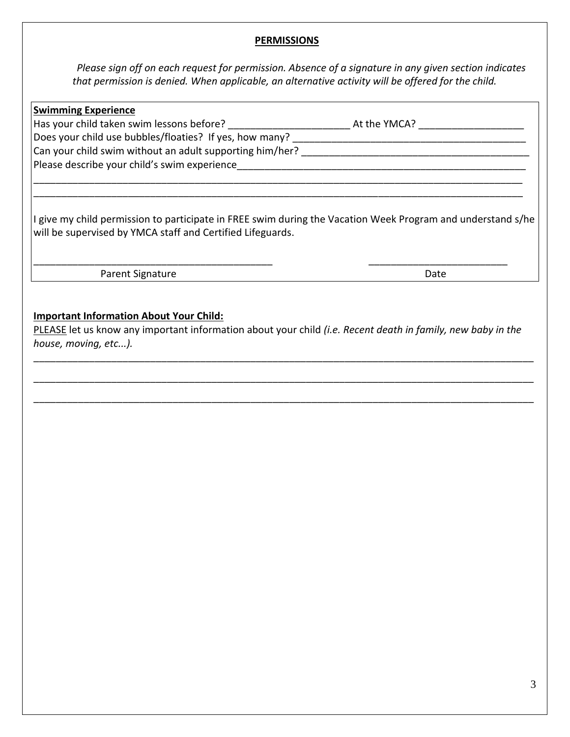**PERMISSIONS**

*Please sign off on each request for permission. Absence of a signature in any given section indicates that permission is denied. When applicable, an alternative activity will be offered for the child.*

**Swimming Experience**

Has your child taken swim lessons before? ______________________ At the YMCA? ___________________

Does your child use bubbles/floaties? If yes, how many? ___________________________________________

Can your child swim without an adult supporting him/her? ________________________________________

Please describe your child's swim experience______________________________________________________

_____________________________________________________________________________________________

_____________________________________________________________________________________________

I give my child permission to participate in FREE swim during the Vacation Week Program and understand s/he will be supervised by YMCA staff and Certified Lifeguards.

____________________________________________ _________________________

Parent Signature Date

**Important Information About Your Child:**

PLEASE let us know any important information about your child *(i.e. Recent death in family, new baby in the house, moving, etc...).*

_____________________________________________________________________________________________

_____________________________________________________________________________________________

_____________________________________________________________________________________________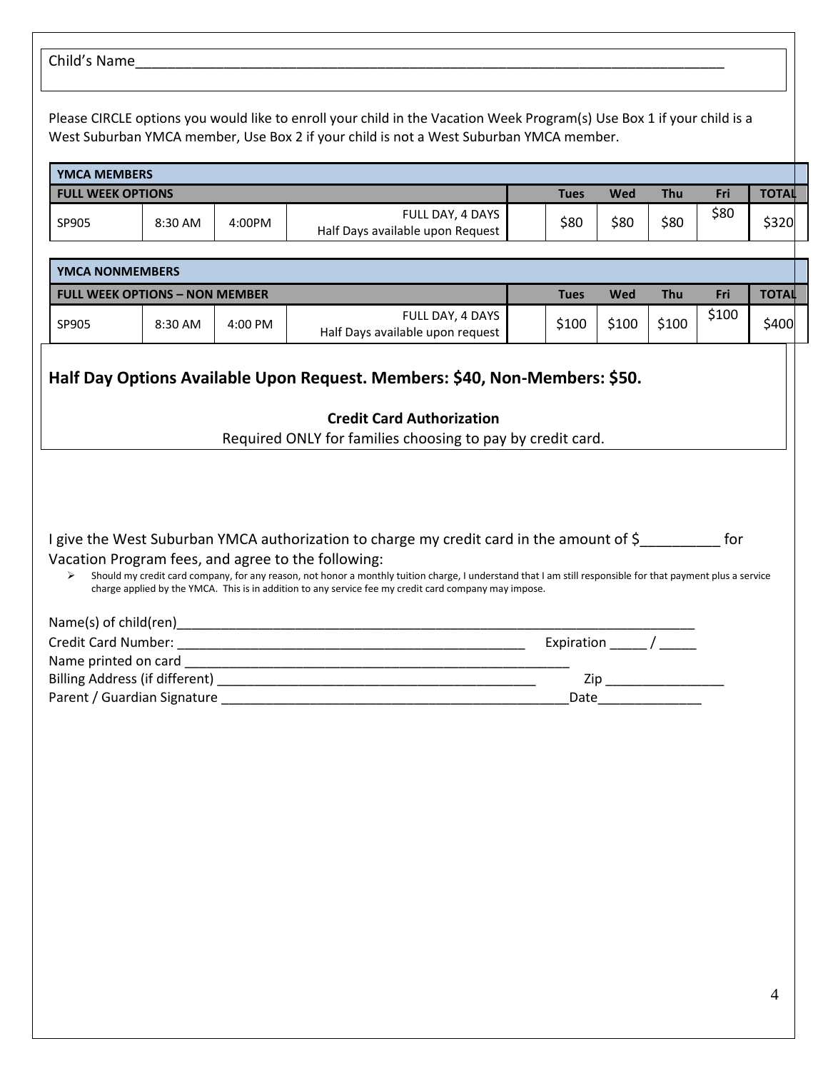Child's Name_______________________________________________________________________________

Please CIRCLE options you would like to enroll your child in the Vacation Week Program(s) Use Box 1 if your child is a West Suburban YMCA member, Use Box 2 if your child is not a West Suburban YMCA member.

| YMCA MEMBERS | | | | | | | | | |
|---|---|---|---|---|---|---|---|---|---|
| FULL WEEK OPTIONS | | | | | Tues | Wed | Thu | Fri | TOTAL |
| SP905 | 8:30 AM | 4:00PM | FULL DAY, 4 DAYS Half Days available upon Request | | $80 | $80 | $80 | $80 | $320 |

| YMCA NONMEMBERS | | | | | | | | | |
|---|---|---|---|---|---|---|---|---|---|
| FULL WEEK OPTIONS – NON MEMBER | | | | | Tues | Wed | Thu | Fri | TOTAL |
| SP905 | 8:30 AM | 4:00 PM | FULL DAY, 4 DAYS Half Days available upon request | | $100 | $100 | $100 | $100 | $400 |

**Half Day Options Available Upon Request. Members: $40, Non-Members: $50.**

**Credit Card Authorization**

Required ONLY for families choosing to pay by credit card.

I give the West Suburban YMCA authorization to charge my credit card in the amount of $__________ for Vacation Program fees, and agree to the following:

- Should my credit card company, for any reason, not honor a monthly tuition charge, I understand that I am still responsible for that payment plus a service charge applied by the YMCA. This is in addition to any service fee my credit card company may impose.

Name(s) of child(ren)_________________________________________________________________________

Credit Card Number: ________________________________________________ Expiration _____ / _____

Name printed on card ______________________________________________________

Billing Address (if different) ____________________________________________ Zip ________________

Parent / Guardian Signature _________________________________________________Date______________